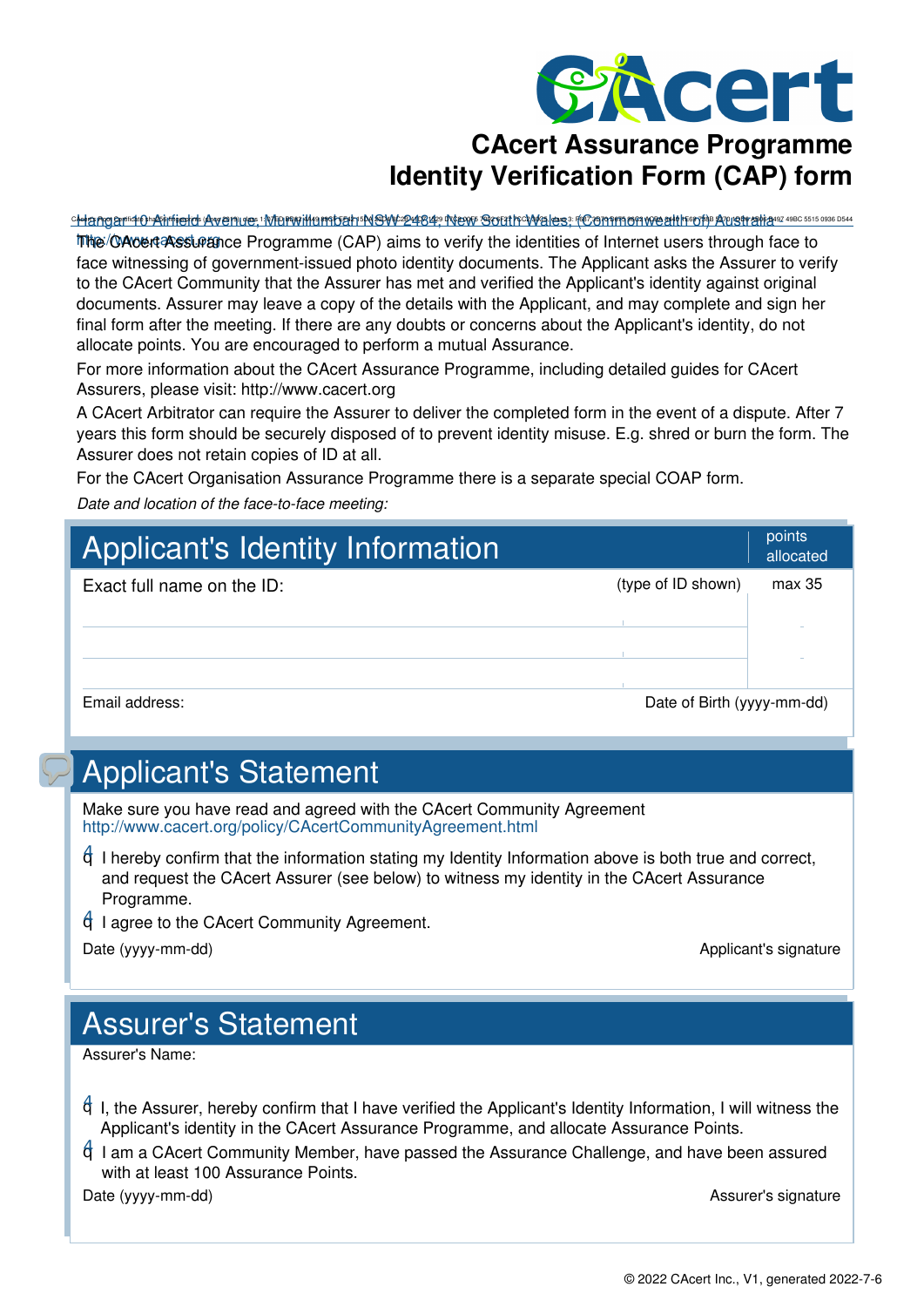# CAcert Assurance Programme Identity Verification Form (CAP) form

Hangar 10 Airfield Avenue, Murwillumbah NSW 2484, New South Wales, (Commonwealth of) Australia
http://www.cacert.org

The CAcert Assurance Programme (CAP) aims to verify the identities of Internet users through face to face witnessing of government-issued photo identity documents. The Applicant asks the Assurer to verify to the CAcert Community that the Assurer has met and verified the Applicant's identity against original documents. Assurer may leave a copy of the details with the Applicant, and may complete and sign her final form after the meeting. If there are any doubts or concerns about the Applicant's identity, do not allocate points. You are encouraged to perform a mutual Assurance.

For more information about the CAcert Assurance Programme, including detailed guides for CAcert Assurers, please visit: http://www.cacert.org

A CAcert Arbitrator can require the Assurer to deliver the completed form in the event of a dispute. After 7 years this form should be securely disposed of to prevent identity misuse. E.g. shred or burn the form. The Assurer does not retain copies of ID at all.

For the CAcert Organisation Assurance Programme there is a separate special COAP form.

*Date and location of the face-to-face meeting:*

## Applicant's Identity Information

| Exact full name on the ID: | (type of ID shown) | points allocated max 35 |
|---|---|---|
| | | |
| | | |
| | | |

Email address: Date of Birth (yyyy-mm-dd)

## Applicant's Statement

Make sure you have read and agreed with the CAcert Community Agreement
http://www.cacert.org/policy/CAcertCommunityAgreement.html

- I hereby confirm that the information stating my Identity Information above is both true and correct, and request the CAcert Assurer (see below) to witness my identity in the CAcert Assurance Programme.
- I agree to the CAcert Community Agreement.

Date (yyyy-mm-dd) Applicant's signature

## Assurer's Statement

Assurer's Name:

- I, the Assurer, hereby confirm that I have verified the Applicant's Identity Information, I will witness the Applicant's identity in the CAcert Assurance Programme, and allocate Assurance Points.
- I am a CAcert Community Member, have passed the Assurance Challenge, and have been assured with at least 100 Assurance Points.

Date (yyyy-mm-dd) Assurer's signature

© 2022 CAcert Inc., V1, generated 2022-7-6